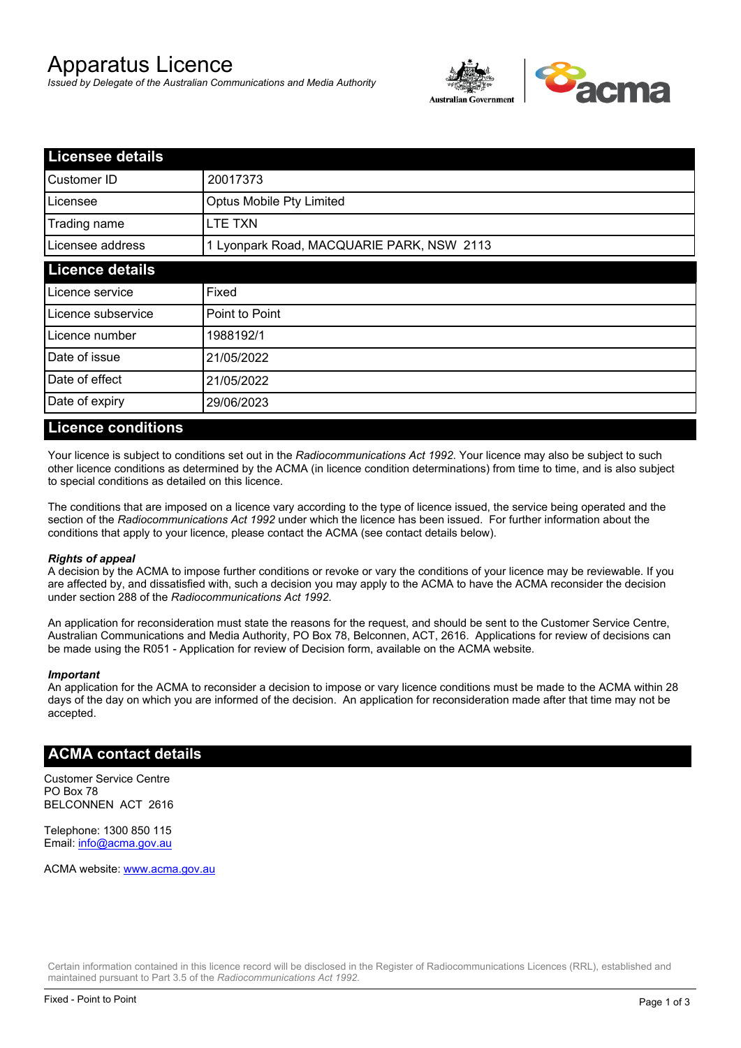# Apparatus Licence

*Issued by Delegate of the Australian Communications and Media Authority*

## Licensee details

| | |
|---|---|
| Customer ID | 20017373 |
| Licensee | Optus Mobile Pty Limited |
| Trading name | LTE TXN |
| Licensee address | 1 Lyonpark Road, MACQUARIE PARK, NSW 2113 |

## Licence details

| | |
|---|---|
| Licence service | Fixed |
| Licence subservice | Point to Point |
| Licence number | 1988192/1 |
| Date of issue | 21/05/2022 |
| Date of effect | 21/05/2022 |
| Date of expiry | 29/06/2023 |

## Licence conditions

Your licence is subject to conditions set out in the *Radiocommunications Act 1992*. Your licence may also be subject to such other licence conditions as determined by the ACMA (in licence condition determinations) from time to time, and is also subject to special conditions as detailed on this licence.

The conditions that are imposed on a licence vary according to the type of licence issued, the service being operated and the section of the *Radiocommunications Act 1992* under which the licence has been issued. For further information about the conditions that apply to your licence, please contact the ACMA (see contact details below).

***Rights of appeal***

A decision by the ACMA to impose further conditions or revoke or vary the conditions of your licence may be reviewable. If you are affected by, and dissatisfied with, such a decision you may apply to the ACMA to have the ACMA reconsider the decision under section 288 of the *Radiocommunications Act 1992*.

An application for reconsideration must state the reasons for the request, and should be sent to the Customer Service Centre, Australian Communications and Media Authority, PO Box 78, Belconnen, ACT, 2616. Applications for review of decisions can be made using the R051 - Application for review of Decision form, available on the ACMA website.

***Important***

An application for the ACMA to reconsider a decision to impose or vary licence conditions must be made to the ACMA within 28 days of the day on which you are informed of the decision. An application for reconsideration made after that time may not be accepted.

## ACMA contact details

Customer Service Centre
PO Box 78
BELCONNEN ACT 2616

Telephone: 1300 850 115
Email: info@acma.gov.au

ACMA website: www.acma.gov.au

Certain information contained in this licence record will be disclosed in the Register of Radiocommunications Licences (RRL), established and maintained pursuant to Part 3.5 of the *Radiocommunications Act 1992.*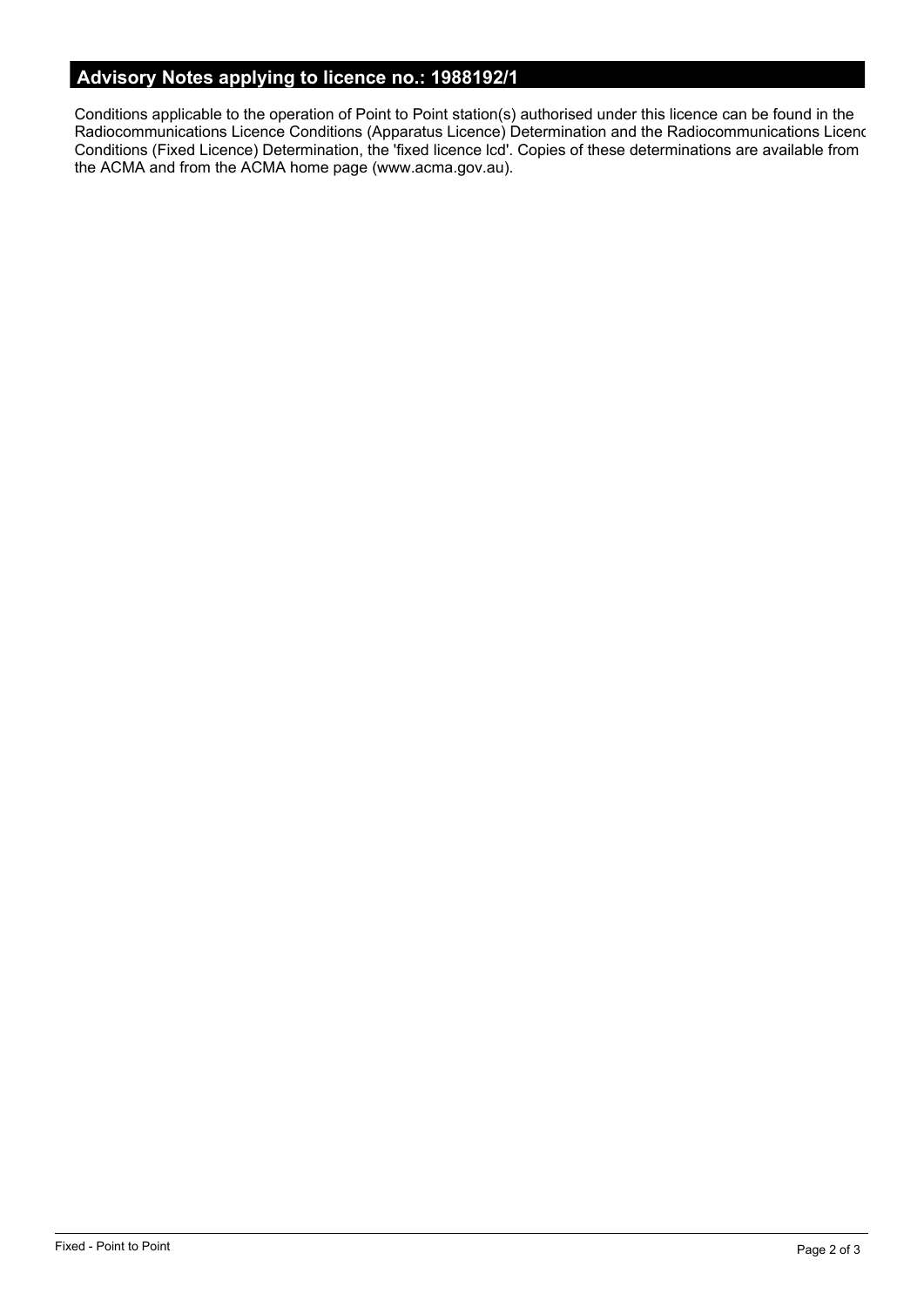## Advisory Notes applying to licence no.: 1988192/1

Conditions applicable to the operation of Point to Point station(s) authorised under this licence can be found in the Radiocommunications Licence Conditions (Apparatus Licence) Determination and the Radiocommunications Licenc Conditions (Fixed Licence) Determination, the 'fixed licence lcd'. Copies of these determinations are available from the ACMA and from the ACMA home page (www.acma.gov.au).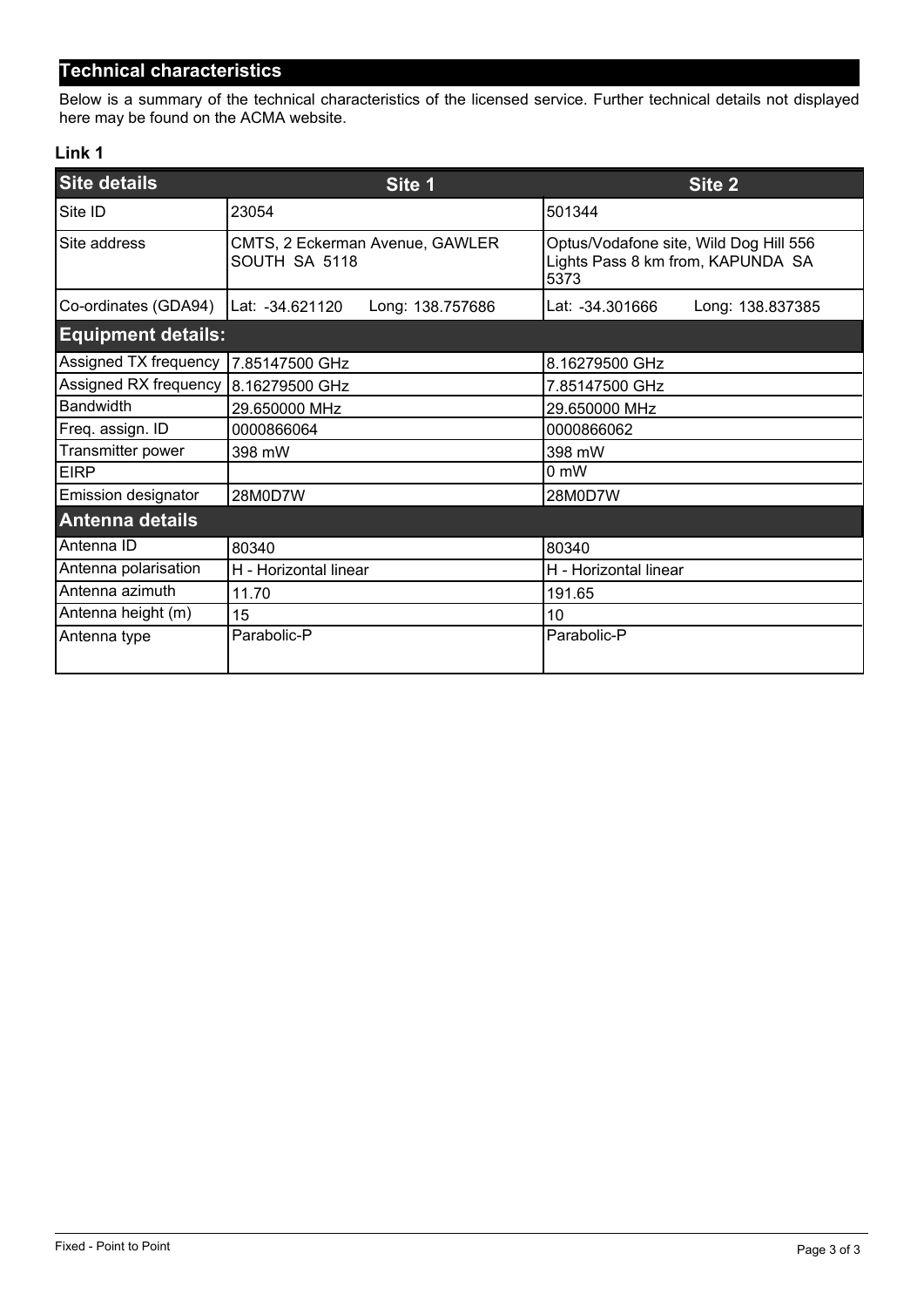## Technical characteristics

Below is a summary of the technical characteristics of the licensed service. Further technical details not displayed here may be found on the ACMA website.

**Link 1**

| Site details | Site 1 | Site 2 |
|---|---|---|
| Site ID | 23054 | 501344 |
| Site address | CMTS, 2 Eckerman Avenue, GAWLER SOUTH SA 5118 | Optus/Vodafone site, Wild Dog Hill 556 Lights Pass 8 km from, KAPUNDA SA 5373 |
| Co-ordinates (GDA94) | Lat: -34.621120 Long: 138.757686 | Lat: -34.301666 Long: 138.837385 |
| **Equipment details:** | | |
| Assigned TX frequency | 7.85147500 GHz | 8.16279500 GHz |
| Assigned RX frequency | 8.16279500 GHz | 7.85147500 GHz |
| Bandwidth | 29.650000 MHz | 29.650000 MHz |
| Freq. assign. ID | 0000866064 | 0000866062 |
| Transmitter power | 398 mW | 398 mW |
| EIRP | | 0 mW |
| Emission designator | 28M0D7W | 28M0D7W |
| **Antenna details** | | |
| Antenna ID | 80340 | 80340 |
| Antenna polarisation | H - Horizontal linear | H - Horizontal linear |
| Antenna azimuth | 11.70 | 191.65 |
| Antenna height (m) | 15 | 10 |
| Antenna type | Parabolic-P | Parabolic-P |

Fixed - Point to Point